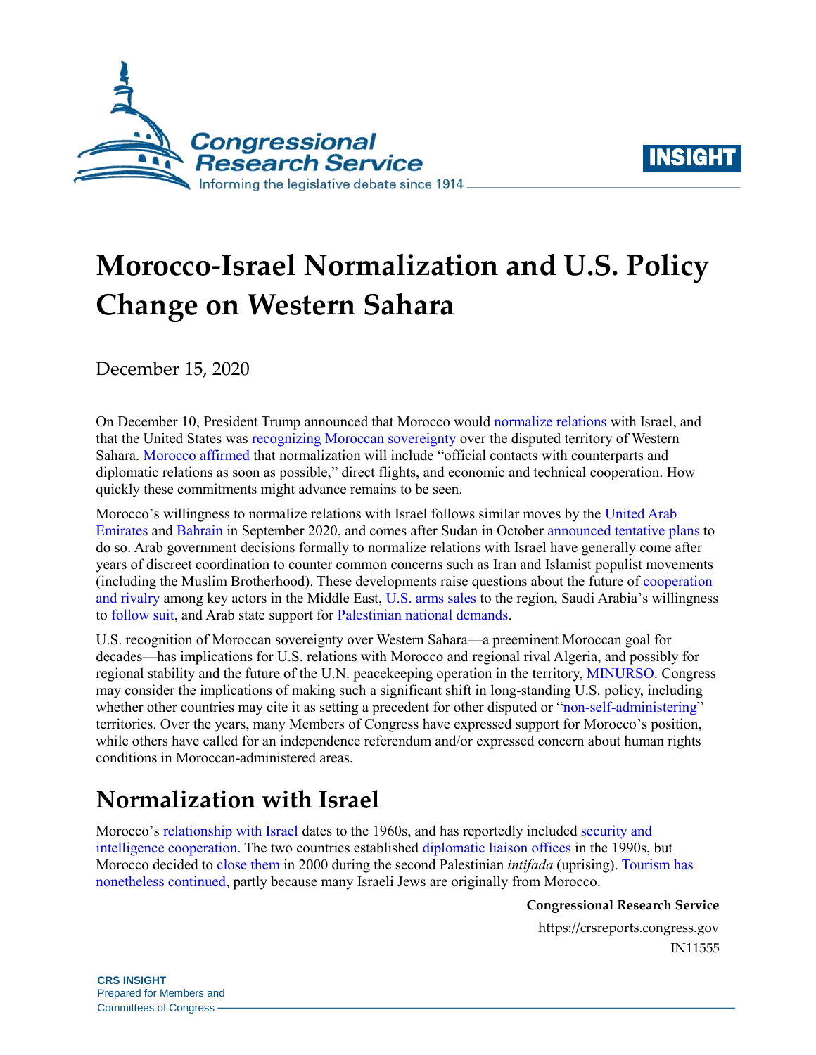# Morocco-Israel Normalization and U.S. Policy Change on Western Sahara

December 15, 2020

On December 10, President Trump announced that Morocco would normalize relations with Israel, and that the United States was recognizing Moroccan sovereignty over the disputed territory of Western Sahara. Morocco affirmed that normalization will include "official contacts with counterparts and diplomatic relations as soon as possible," direct flights, and economic and technical cooperation. How quickly these commitments might advance remains to be seen.

Morocco's willingness to normalize relations with Israel follows similar moves by the United Arab Emirates and Bahrain in September 2020, and comes after Sudan in October announced tentative plans to do so. Arab government decisions formally to normalize relations with Israel have generally come after years of discreet coordination to counter common concerns such as Iran and Islamist populist movements (including the Muslim Brotherhood). These developments raise questions about the future of cooperation and rivalry among key actors in the Middle East, U.S. arms sales to the region, Saudi Arabia's willingness to follow suit, and Arab state support for Palestinian national demands.

U.S. recognition of Moroccan sovereignty over Western Sahara—a preeminent Moroccan goal for decades—has implications for U.S. relations with Morocco and regional rival Algeria, and possibly for regional stability and the future of the U.N. peacekeeping operation in the territory, MINURSO. Congress may consider the implications of making such a significant shift in long-standing U.S. policy, including whether other countries may cite it as setting a precedent for other disputed or "non-self-administering" territories. Over the years, many Members of Congress have expressed support for Morocco's position, while others have called for an independence referendum and/or expressed concern about human rights conditions in Moroccan-administered areas.

## Normalization with Israel

Morocco's relationship with Israel dates to the 1960s, and has reportedly included security and intelligence cooperation. The two countries established diplomatic liaison offices in the 1990s, but Morocco decided to close them in 2000 during the second Palestinian *intifada* (uprising). Tourism has nonetheless continued, partly because many Israeli Jews are originally from Morocco.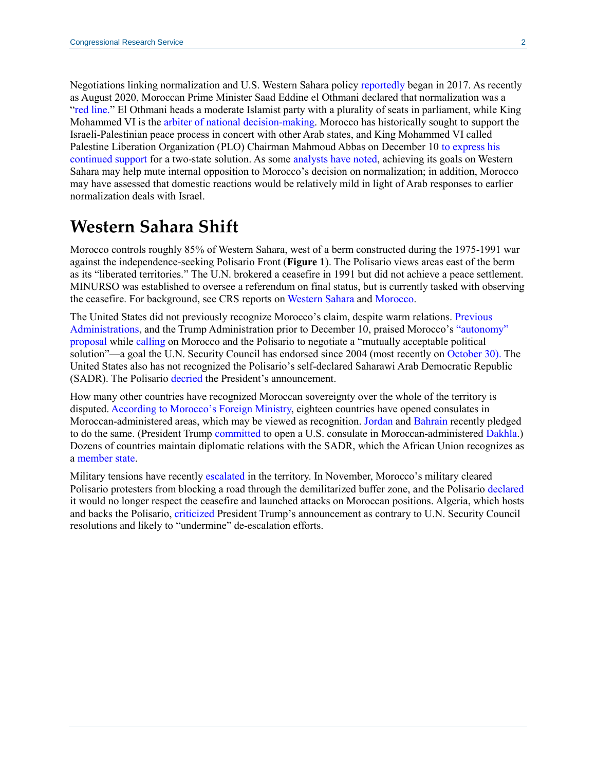Negotiations linking normalization and U.S. Western Sahara policy reportedly began in 2017. As recently as August 2020, Moroccan Prime Minister Saad Eddine el Othmani declared that normalization was a "red line." El Othmani heads a moderate Islamist party with a plurality of seats in parliament, while King Mohammed VI is the arbiter of national decision-making. Morocco has historically sought to support the Israeli-Palestinian peace process in concert with other Arab states, and King Mohammed VI called Palestine Liberation Organization (PLO) Chairman Mahmoud Abbas on December 10 to express his continued support for a two-state solution. As some analysts have noted, achieving its goals on Western Sahara may help mute internal opposition to Morocco's decision on normalization; in addition, Morocco may have assessed that domestic reactions would be relatively mild in light of Arab responses to earlier normalization deals with Israel.

## Western Sahara Shift

Morocco controls roughly 85% of Western Sahara, west of a berm constructed during the 1975-1991 war against the independence-seeking Polisario Front (**Figure 1**). The Polisario views areas east of the berm as its "liberated territories." The U.N. brokered a ceasefire in 1991 but did not achieve a peace settlement. MINURSO was established to oversee a referendum on final status, but is currently tasked with observing the ceasefire. For background, see CRS reports on Western Sahara and Morocco.

The United States did not previously recognize Morocco's claim, despite warm relations. Previous Administrations, and the Trump Administration prior to December 10, praised Morocco's "autonomy" proposal while calling on Morocco and the Polisario to negotiate a "mutually acceptable political solution"—a goal the U.N. Security Council has endorsed since 2004 (most recently on October 30). The United States also has not recognized the Polisario's self-declared Saharawi Arab Democratic Republic (SADR). The Polisario decried the President's announcement.

How many other countries have recognized Moroccan sovereignty over the whole of the territory is disputed. According to Morocco's Foreign Ministry, eighteen countries have opened consulates in Moroccan-administered areas, which may be viewed as recognition. Jordan and Bahrain recently pledged to do the same. (President Trump committed to open a U.S. consulate in Moroccan-administered Dakhla.) Dozens of countries maintain diplomatic relations with the SADR, which the African Union recognizes as a member state.

Military tensions have recently escalated in the territory. In November, Morocco's military cleared Polisario protesters from blocking a road through the demilitarized buffer zone, and the Polisario declared it would no longer respect the ceasefire and launched attacks on Moroccan positions. Algeria, which hosts and backs the Polisario, criticized President Trump's announcement as contrary to U.N. Security Council resolutions and likely to "undermine" de-escalation efforts.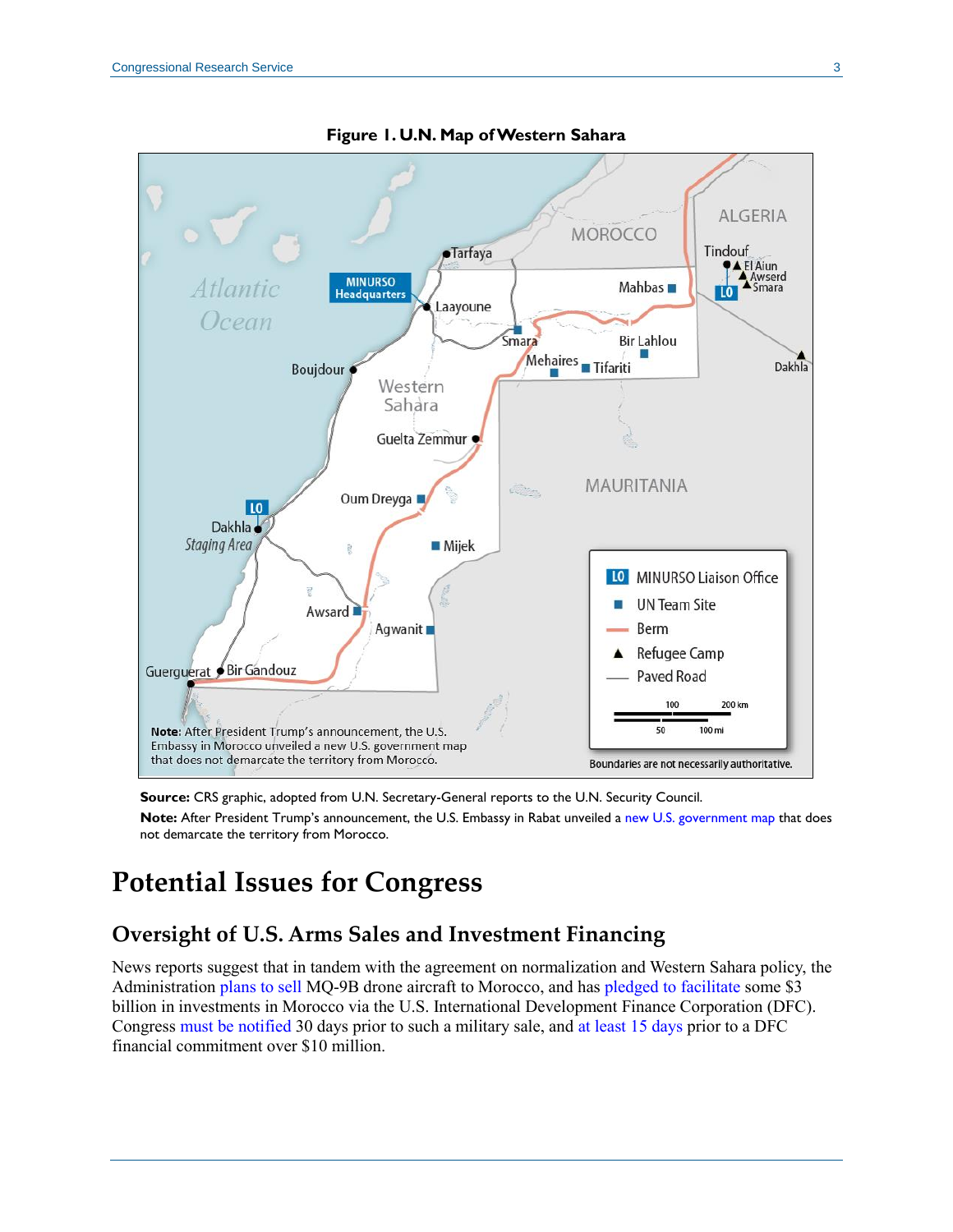**Figure 1. U.N. Map of Western Sahara**

**Source:** CRS graphic, adopted from U.N. Secretary-General reports to the U.N. Security Council.

**Note:** After President Trump's announcement, the U.S. Embassy in Rabat unveiled a new U.S. government map that does not demarcate the territory from Morocco.

# Potential Issues for Congress

## Oversight of U.S. Arms Sales and Investment Financing

News reports suggest that in tandem with the agreement on normalization and Western Sahara policy, the Administration plans to sell MQ-9B drone aircraft to Morocco, and has pledged to facilitate some $3 billion in investments in Morocco via the U.S. International Development Finance Corporation (DFC). Congress must be notified 30 days prior to such a military sale, and at least 15 days prior to a DFC financial commitment over $10 million.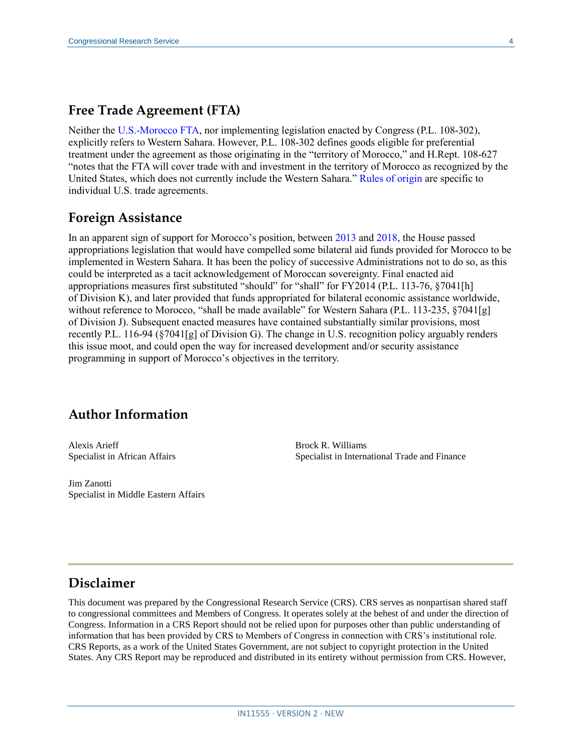## Free Trade Agreement (FTA)

Neither the U.S.-Morocco FTA, nor implementing legislation enacted by Congress (P.L. 108-302), explicitly refers to Western Sahara. However, P.L. 108-302 defines goods eligible for preferential treatment under the agreement as those originating in the "territory of Morocco," and H.Rept. 108-627 "notes that the FTA will cover trade with and investment in the territory of Morocco as recognized by the United States, which does not currently include the Western Sahara." Rules of origin are specific to individual U.S. trade agreements.

## Foreign Assistance

In an apparent sign of support for Morocco's position, between 2013 and 2018, the House passed appropriations legislation that would have compelled some bilateral aid funds provided for Morocco to be implemented in Western Sahara. It has been the policy of successive Administrations not to do so, as this could be interpreted as a tacit acknowledgement of Moroccan sovereignty. Final enacted aid appropriations measures first substituted "should" for "shall" for FY2014 (P.L. 113-76, §7041[h] of Division K), and later provided that funds appropriated for bilateral economic assistance worldwide, without reference to Morocco, "shall be made available" for Western Sahara (P.L. 113-235, §7041[g] of Division J). Subsequent enacted measures have contained substantially similar provisions, most recently P.L. 116-94 (§7041[g] of Division G). The change in U.S. recognition policy arguably renders this issue moot, and could open the way for increased development and/or security assistance programming in support of Morocco's objectives in the territory.

## Author Information

Alexis Arieff
Specialist in African Affairs

Brock R. Williams
Specialist in International Trade and Finance

Jim Zanotti
Specialist in Middle Eastern Affairs

## Disclaimer

This document was prepared by the Congressional Research Service (CRS). CRS serves as nonpartisan shared staff to congressional committees and Members of Congress. It operates solely at the behest of and under the direction of Congress. Information in a CRS Report should not be relied upon for purposes other than public understanding of information that has been provided by CRS to Members of Congress in connection with CRS's institutional role. CRS Reports, as a work of the United States Government, are not subject to copyright protection in the United States. Any CRS Report may be reproduced and distributed in its entirety without permission from CRS. However,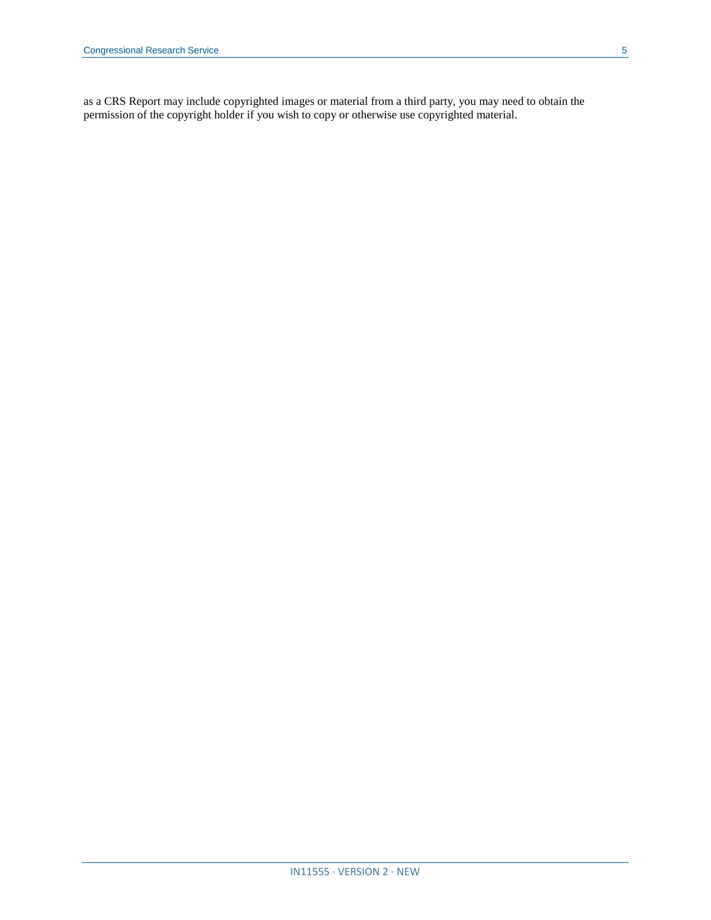as a CRS Report may include copyrighted images or material from a third party, you may need to obtain the permission of the copyright holder if you wish to copy or otherwise use copyrighted material.